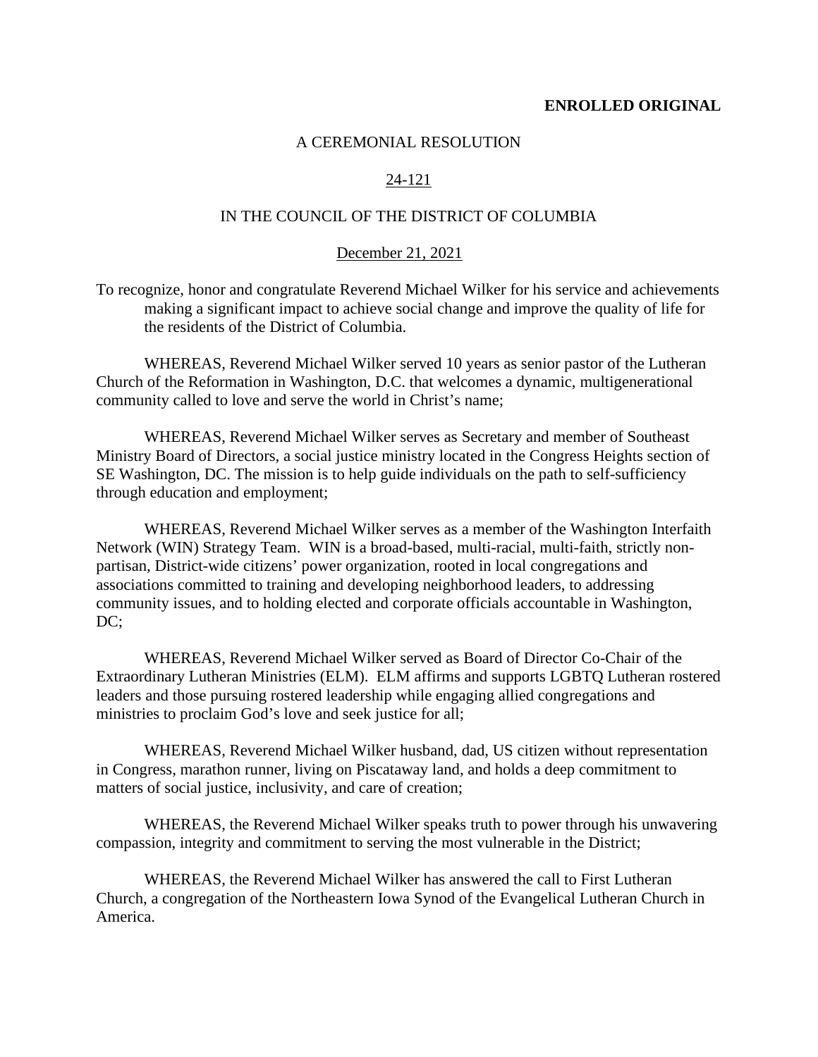**ENROLLED ORIGINAL**

A CEREMONIAL RESOLUTION

24-121

IN THE COUNCIL OF THE DISTRICT OF COLUMBIA

December 21, 2021

To recognize, honor and congratulate Reverend Michael Wilker for his service and achievements making a significant impact to achieve social change and improve the quality of life for the residents of the District of Columbia.

WHEREAS, Reverend Michael Wilker served 10 years as senior pastor of the Lutheran Church of the Reformation in Washington, D.C. that welcomes a dynamic, multigenerational community called to love and serve the world in Christ's name;

WHEREAS, Reverend Michael Wilker serves as Secretary and member of Southeast Ministry Board of Directors, a social justice ministry located in the Congress Heights section of SE Washington, DC. The mission is to help guide individuals on the path to self-sufficiency through education and employment;

WHEREAS, Reverend Michael Wilker serves as a member of the Washington Interfaith Network (WIN) Strategy Team. WIN is a broad-based, multi-racial, multi-faith, strictly non-partisan, District-wide citizens' power organization, rooted in local congregations and associations committed to training and developing neighborhood leaders, to addressing community issues, and to holding elected and corporate officials accountable in Washington, DC;

WHEREAS, Reverend Michael Wilker served as Board of Director Co-Chair of the Extraordinary Lutheran Ministries (ELM). ELM affirms and supports LGBTQ Lutheran rostered leaders and those pursuing rostered leadership while engaging allied congregations and ministries to proclaim God's love and seek justice for all;

WHEREAS, Reverend Michael Wilker husband, dad, US citizen without representation in Congress, marathon runner, living on Piscataway land, and holds a deep commitment to matters of social justice, inclusivity, and care of creation;

WHEREAS, the Reverend Michael Wilker speaks truth to power through his unwavering compassion, integrity and commitment to serving the most vulnerable in the District;

WHEREAS, the Reverend Michael Wilker has answered the call to First Lutheran Church, a congregation of the Northeastern Iowa Synod of the Evangelical Lutheran Church in America.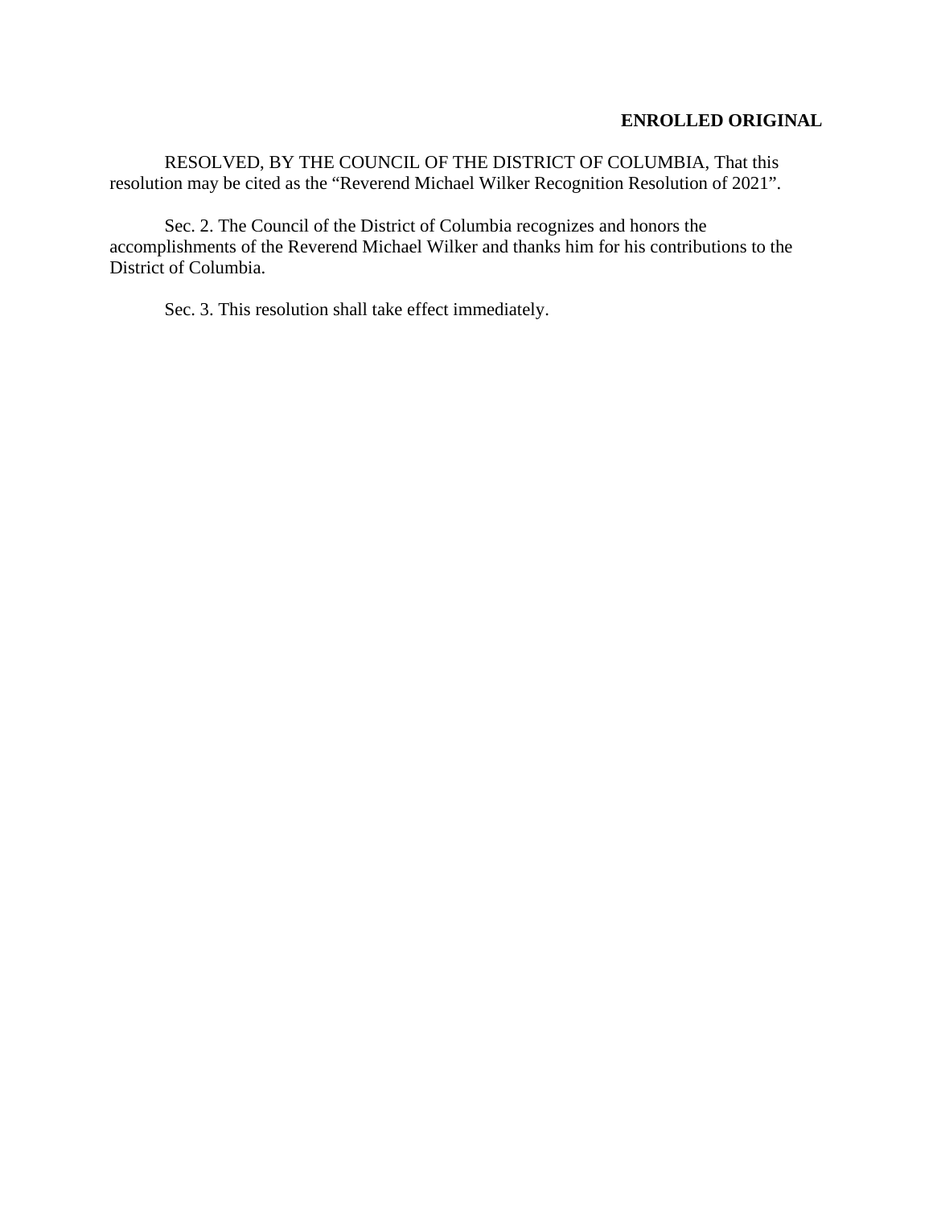**ENROLLED ORIGINAL**

RESOLVED, BY THE COUNCIL OF THE DISTRICT OF COLUMBIA, That this resolution may be cited as the "Reverend Michael Wilker Recognition Resolution of 2021".

Sec. 2. The Council of the District of Columbia recognizes and honors the accomplishments of the Reverend Michael Wilker and thanks him for his contributions to the District of Columbia.

Sec. 3. This resolution shall take effect immediately.